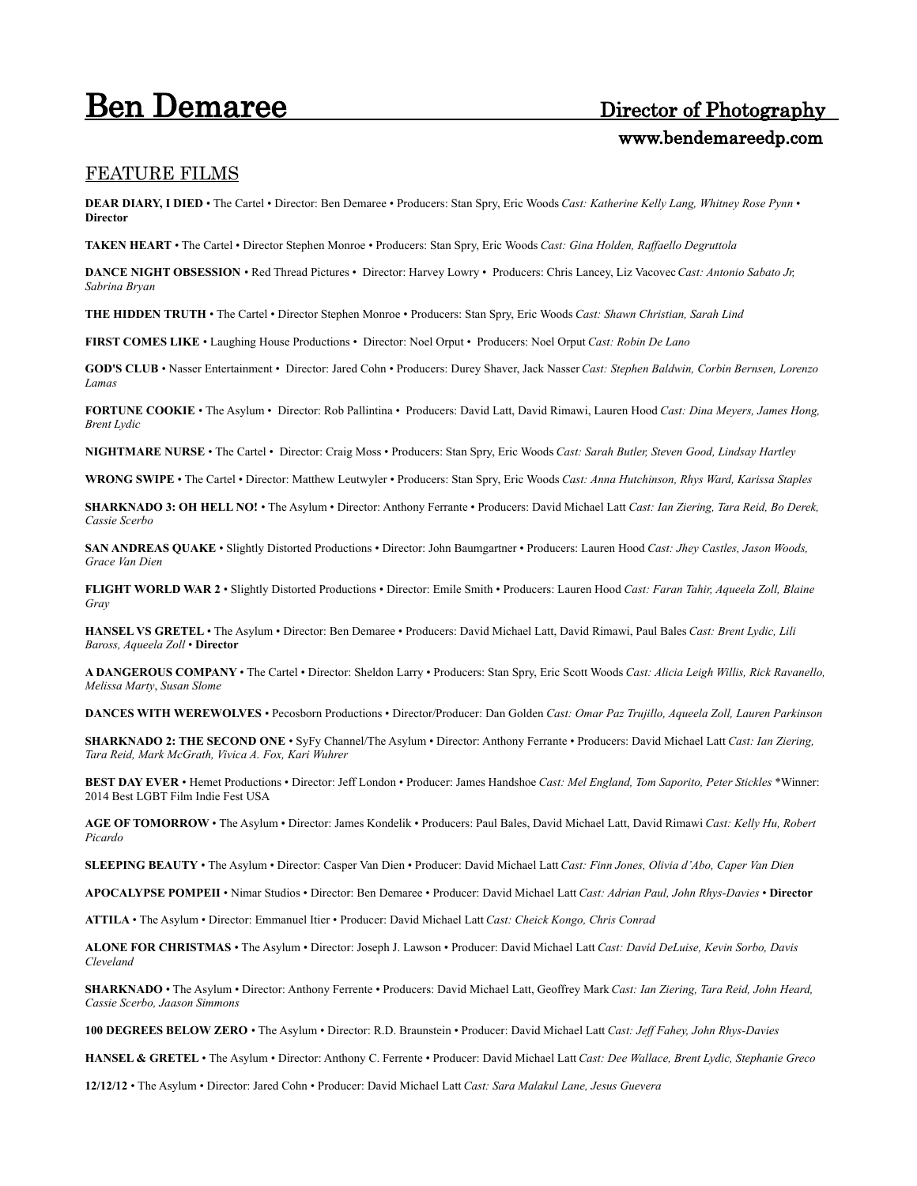# Ben Demaree Director of Photography

www.bendemareedp.com

## FEATURE FILMS

**DEAR DIARY, I DIED** • The Cartel • Director: Ben Demaree • Producers: Stan Spry, Eric Woods *Cast: Katherine Kelly Lang, Whitney Rose Pynn* • **Director**

**TAKEN HEART** • The Cartel • Director Stephen Monroe • Producers: Stan Spry, Eric Woods *Cast: Gina Holden, Raffaello Degruttola*

**DANCE NIGHT OBSESSION** • Red Thread Pictures • Director: Harvey Lowry • Producers: Chris Lancey, Liz Vacovec *Cast: Antonio Sabato Jr, Sabrina Bryan*

**THE HIDDEN TRUTH** • The Cartel • Director Stephen Monroe • Producers: Stan Spry, Eric Woods *Cast: Shawn Christian, Sarah Lind*

**FIRST COMES LIKE** • Laughing House Productions • Director: Noel Orput • Producers: Noel Orput *Cast: Robin De Lano*

**GOD'S CLUB** • Nasser Entertainment • Director: Jared Cohn • Producers: Durey Shaver, Jack Nasser *Cast: Stephen Baldwin, Corbin Bernsen, Lorenzo Lamas*

**FORTUNE COOKIE** • The Asylum • Director: Rob Pallintina • Producers: David Latt, David Rimawi, Lauren Hood *Cast: Dina Meyers, James Hong, Brent Lydic*

**NIGHTMARE NURSE** • The Cartel • Director: Craig Moss • Producers: Stan Spry, Eric Woods *Cast: Sarah Butler, Steven Good, Lindsay Hartley*

**WRONG SWIPE** • The Cartel • Director: Matthew Leutwyler • Producers: Stan Spry, Eric Woods *Cast: Anna Hutchinson, Rhys Ward, Karissa Staples*

**SHARKNADO 3: OH HELL NO!** • The Asylum • Director: Anthony Ferrante • Producers: David Michael Latt *Cast: Ian Ziering, Tara Reid, Bo Derek, Cassie Scerbo*

**SAN ANDREAS QUAKE** • Slightly Distorted Productions • Director: John Baumgartner • Producers: Lauren Hood *Cast: Jhey Castles, Jason Woods, Grace Van Dien*

**FLIGHT WORLD WAR 2** • Slightly Distorted Productions • Director: Emile Smith • Producers: Lauren Hood *Cast: Faran Tahir, Aqueela Zoll, Blaine Gray*

**HANSEL VS GRETEL** • The Asylum • Director: Ben Demaree • Producers: David Michael Latt, David Rimawi, Paul Bales *Cast: Brent Lydic, Lili Baross, Aqueela Zoll* • **Director**

**A DANGEROUS COMPANY** • The Cartel • Director: Sheldon Larry • Producers: Stan Spry, Eric Scott Woods *Cast: Alicia Leigh Willis, Rick Ravanello, Melissa Marty*, *Susan Slome*

**DANCES WITH WEREWOLVES** • Pecosborn Productions • Director/Producer: Dan Golden *Cast: Omar Paz Trujillo, Aqueela Zoll, Lauren Parkinson*

**SHARKNADO 2: THE SECOND ONE** • SyFy Channel/The Asylum • Director: Anthony Ferrante • Producers: David Michael Latt *Cast: Ian Ziering, Tara Reid, Mark McGrath, Vivica A. Fox, Kari Wuhrer*

**BEST DAY EVER** • Hemet Productions • Director: Jeff London • Producer: James Handshoe *Cast: Mel England, Tom Saporito, Peter Stickles* *Winner: 2014 Best LGBT Film Indie Fest USA

**AGE OF TOMORROW** • The Asylum • Director: James Kondelik • Producers: Paul Bales, David Michael Latt, David Rimawi *Cast: Kelly Hu, Robert Picardo*

**SLEEPING BEAUTY** • The Asylum • Director: Casper Van Dien • Producer: David Michael Latt *Cast: Finn Jones, Olivia d'Abo, Caper Van Dien*

**APOCALYPSE POMPEII** • Nimar Studios • Director: Ben Demaree • Producer: David Michael Latt *Cast: Adrian Paul, John Rhys-Davies* • **Director**

**ATTILA** • The Asylum • Director: Emmanuel Itier • Producer: David Michael Latt *Cast: Cheick Kongo, Chris Conrad*

**ALONE FOR CHRISTMAS** • The Asylum • Director: Joseph J. Lawson • Producer: David Michael Latt *Cast: David DeLuise, Kevin Sorbo, Davis Cleveland*

**SHARKNADO** • The Asylum • Director: Anthony Ferrente • Producers: David Michael Latt, Geoffrey Mark *Cast: Ian Ziering, Tara Reid, John Heard, Cassie Scerbo, Jaason Simmons*

**100 DEGREES BELOW ZERO** • The Asylum • Director: R.D. Braunstein • Producer: David Michael Latt *Cast: Jeff Fahey, John Rhys-Davies*

**HANSEL & GRETEL** • The Asylum • Director: Anthony C. Ferrente • Producer: David Michael Latt *Cast: Dee Wallace, Brent Lydic, Stephanie Greco*

**12/12/12** • The Asylum • Director: Jared Cohn • Producer: David Michael Latt *Cast: Sara Malakul Lane, Jesus Guevera*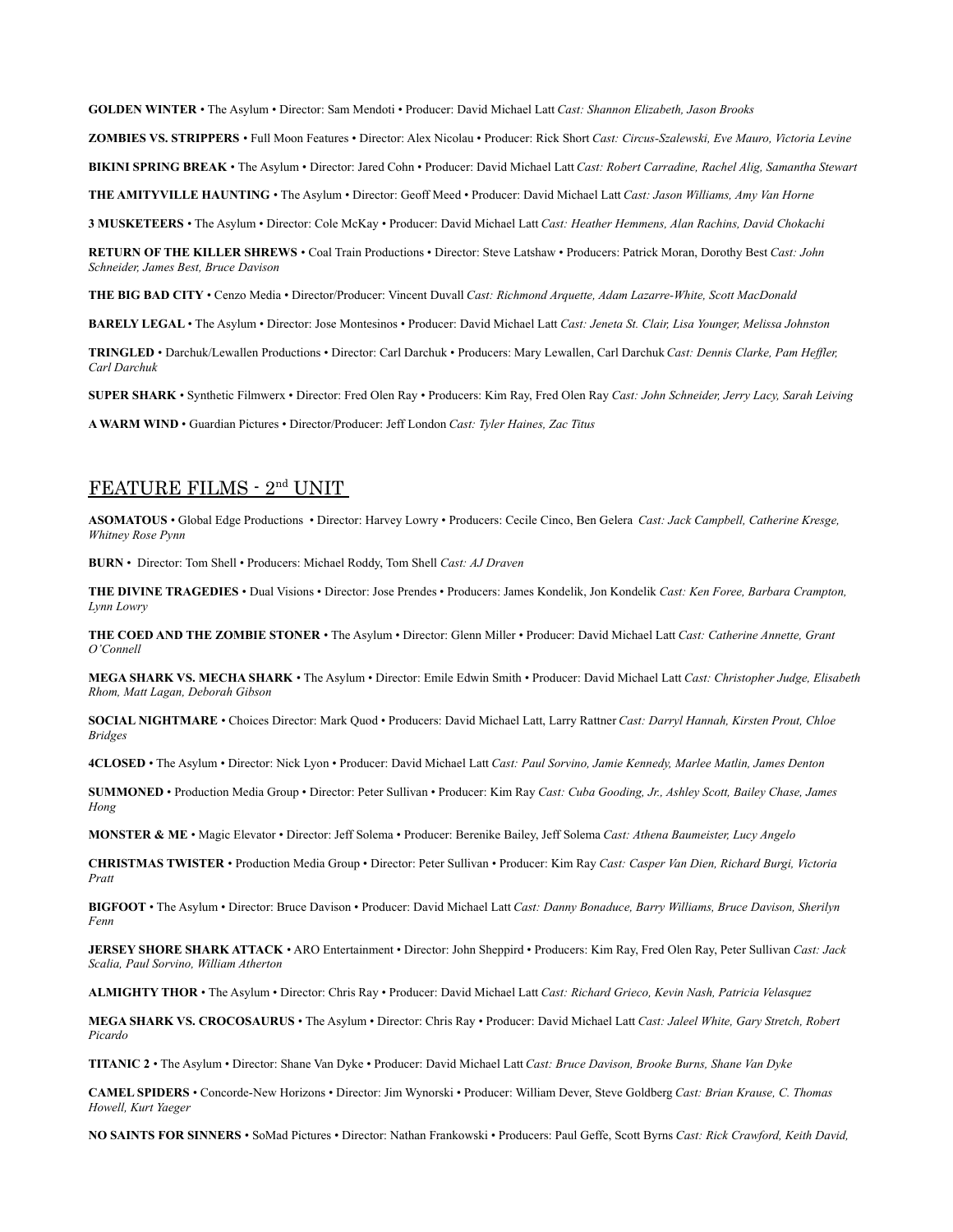**GOLDEN WINTER** • The Asylum • Director: Sam Mendoti • Producer: David Michael Latt *Cast: Shannon Elizabeth, Jason Brooks*

**ZOMBIES VS. STRIPPERS** • Full Moon Features • Director: Alex Nicolau • Producer: Rick Short *Cast: Circus-Szalewski, Eve Mauro, Victoria Levine*

**BIKINI SPRING BREAK** • The Asylum • Director: Jared Cohn • Producer: David Michael Latt *Cast: Robert Carradine, Rachel Alig, Samantha Stewart*

**THE AMITYVILLE HAUNTING** • The Asylum • Director: Geoff Meed • Producer: David Michael Latt *Cast: Jason Williams, Amy Van Horne*

**3 MUSKETEERS** • The Asylum • Director: Cole McKay • Producer: David Michael Latt *Cast: Heather Hemmens, Alan Rachins, David Chokachi*

**RETURN OF THE KILLER SHREWS** • Coal Train Productions • Director: Steve Latshaw • Producers: Patrick Moran, Dorothy Best *Cast: John Schneider, James Best, Bruce Davison*

**THE BIG BAD CITY** • Cenzo Media • Director/Producer: Vincent Duvall *Cast: Richmond Arquette, Adam Lazarre-White, Scott MacDonald*

**BARELY LEGAL** • The Asylum • Director: Jose Montesinos • Producer: David Michael Latt *Cast: Jeneta St. Clair, Lisa Younger, Melissa Johnston*

**TRINGLED** • Darchuk/Lewallen Productions • Director: Carl Darchuk • Producers: Mary Lewallen, Carl Darchuk *Cast: Dennis Clarke, Pam Heffler, Carl Darchuk*

**SUPER SHARK** • Synthetic Filmwerx • Director: Fred Olen Ray • Producers: Kim Ray, Fred Olen Ray *Cast: John Schneider, Jerry Lacy, Sarah Leiving*

**A WARM WIND** • Guardian Pictures • Director/Producer: Jeff London *Cast: Tyler Haines, Zac Titus*

## FEATURE FILMS - 2nd UNIT

**ASOMATOUS** • Global Edge Productions • Director: Harvey Lowry • Producers: Cecile Cinco, Ben Gelera *Cast: Jack Campbell, Catherine Kresge, Whitney Rose Pynn*

**BURN** • Director: Tom Shell • Producers: Michael Roddy, Tom Shell *Cast: AJ Draven*

**THE DIVINE TRAGEDIES** • Dual Visions • Director: Jose Prendes • Producers: James Kondelik, Jon Kondelik *Cast: Ken Foree, Barbara Crampton, Lynn Lowry*

**THE COED AND THE ZOMBIE STONER** • The Asylum • Director: Glenn Miller • Producer: David Michael Latt *Cast: Catherine Annette, Grant O'Connell*

**MEGA SHARK VS. MECHA SHARK** • The Asylum • Director: Emile Edwin Smith • Producer: David Michael Latt *Cast: Christopher Judge, Elisabeth Rhom, Matt Lagan, Deborah Gibson*

**SOCIAL NIGHTMARE** • Choices Director: Mark Quod • Producers: David Michael Latt, Larry Rattner *Cast: Darryl Hannah, Kirsten Prout, Chloe Bridges*

**4CLOSED** • The Asylum • Director: Nick Lyon • Producer: David Michael Latt *Cast: Paul Sorvino, Jamie Kennedy, Marlee Matlin, James Denton*

**SUMMONED** • Production Media Group • Director: Peter Sullivan • Producer: Kim Ray *Cast: Cuba Gooding, Jr., Ashley Scott, Bailey Chase, James Hong*

**MONSTER & ME** • Magic Elevator • Director: Jeff Solema • Producer: Berenike Bailey, Jeff Solema *Cast: Athena Baumeister, Lucy Angelo*

**CHRISTMAS TWISTER** • Production Media Group • Director: Peter Sullivan • Producer: Kim Ray *Cast: Casper Van Dien, Richard Burgi, Victoria Pratt*

**BIGFOOT** • The Asylum • Director: Bruce Davison • Producer: David Michael Latt *Cast: Danny Bonaduce, Barry Williams, Bruce Davison, Sherilyn Fenn*

**JERSEY SHORE SHARK ATTACK** • ARO Entertainment • Director: John Sheppird • Producers: Kim Ray, Fred Olen Ray, Peter Sullivan *Cast: Jack Scalia, Paul Sorvino, William Atherton*

**ALMIGHTY THOR** • The Asylum • Director: Chris Ray • Producer: David Michael Latt *Cast: Richard Grieco, Kevin Nash, Patricia Velasquez*

**MEGA SHARK VS. CROCOSAURUS** • The Asylum • Director: Chris Ray • Producer: David Michael Latt *Cast: Jaleel White, Gary Stretch, Robert Picardo*

**TITANIC 2** • The Asylum • Director: Shane Van Dyke • Producer: David Michael Latt *Cast: Bruce Davison, Brooke Burns, Shane Van Dyke*

**CAMEL SPIDERS** • Concorde-New Horizons • Director: Jim Wynorski • Producer: William Dever, Steve Goldberg *Cast: Brian Krause, C. Thomas Howell, Kurt Yaeger*

**NO SAINTS FOR SINNERS** • SoMad Pictures • Director: Nathan Frankowski • Producers: Paul Geffe, Scott Byrns *Cast: Rick Crawford, Keith David,*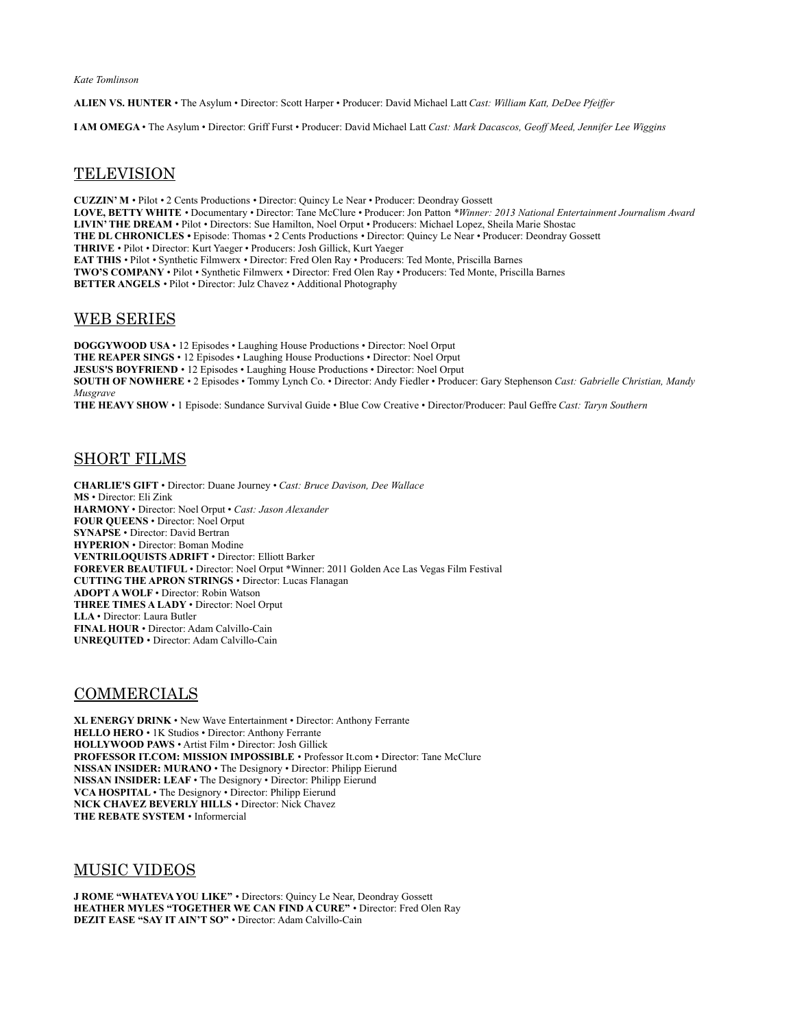*Kate Tomlinson*

**ALIEN VS. HUNTER** • The Asylum • Director: Scott Harper • Producer: David Michael Latt *Cast: William Katt, DeDee Pfeiffer*

**I AM OMEGA** • The Asylum • Director: Griff Furst • Producer: David Michael Latt *Cast: Mark Dacascos, Geoff Meed, Jennifer Lee Wiggins*

## TELEVISION

**CUZZIN' M** • Pilot • 2 Cents Productions • Director: Quincy Le Near • Producer: Deondray Gossett
**LOVE, BETTY WHITE** • Documentary • Director: Tane McClure • Producer: Jon Patton *\*Winner: 2013 National Entertainment Journalism Award*
**LIVIN' THE DREAM** • Pilot • Directors: Sue Hamilton, Noel Orput • Producers: Michael Lopez, Sheila Marie Shostac
**THE DL CHRONICLES** • Episode: Thomas • 2 Cents Productions • Director: Quincy Le Near • Producer: Deondray Gossett
**THRIVE** • Pilot • Director: Kurt Yaeger • Producers: Josh Gillick, Kurt Yaeger
**EAT THIS** • Pilot • Synthetic Filmwerx • Director: Fred Olen Ray • Producers: Ted Monte, Priscilla Barnes
**TWO'S COMPANY** • Pilot • Synthetic Filmwerx • Director: Fred Olen Ray • Producers: Ted Monte, Priscilla Barnes
**BETTER ANGELS** • Pilot • Director: Julz Chavez • Additional Photography

## WEB SERIES

**DOGGYWOOD USA** • 12 Episodes • Laughing House Productions • Director: Noel Orput
**THE REAPER SINGS** • 12 Episodes • Laughing House Productions • Director: Noel Orput
**JESUS'S BOYFRIEND** • 12 Episodes • Laughing House Productions • Director: Noel Orput
**SOUTH OF NOWHERE** • 2 Episodes • Tommy Lynch Co. • Director: Andy Fiedler • Producer: Gary Stephenson *Cast: Gabrielle Christian, Mandy Musgrave*
**THE HEAVY SHOW** • 1 Episode: Sundance Survival Guide • Blue Cow Creative • Director/Producer: Paul Geffre *Cast: Taryn Southern*

## SHORT FILMS

**CHARLIE'S GIFT** • Director: Duane Journey • *Cast: Bruce Davison, Dee Wallace*
**MS** • Director: Eli Zink
**HARMONY** • Director: Noel Orput • *Cast: Jason Alexander*
**FOUR QUEENS** • Director: Noel Orput
**SYNAPSE** • Director: David Bertran
**HYPERION** • Director: Boman Modine
**VENTRILOQUISTS ADRIFT** • Director: Elliott Barker
**FOREVER BEAUTIFUL** • Director: Noel Orput \*Winner: 2011 Golden Ace Las Vegas Film Festival
**CUTTING THE APRON STRINGS** • Director: Lucas Flanagan
**ADOPT A WOLF** • Director: Robin Watson
**THREE TIMES A LADY** • Director: Noel Orput
**LLA** • Director: Laura Butler
**FINAL HOUR** • Director: Adam Calvillo-Cain
**UNREQUITED** • Director: Adam Calvillo-Cain

## COMMERCIALS

**XL ENERGY DRINK** • New Wave Entertainment • Director: Anthony Ferrante
**HELLO HERO** • 1K Studios • Director: Anthony Ferrante
**HOLLYWOOD PAWS** • Artist Film • Director: Josh Gillick
**PROFESSOR IT.COM: MISSION IMPOSSIBLE** • Professor It.com • Director: Tane McClure
**NISSAN INSIDER: MURANO** • The Designory • Director: Philipp Eierund
**NISSAN INSIDER: LEAF** • The Designory • Director: Philipp Eierund
**VCA HOSPITAL** • The Designory • Director: Philipp Eierund
**NICK CHAVEZ BEVERLY HILLS** • Director: Nick Chavez
**THE REBATE SYSTEM** • Informercial

## MUSIC VIDEOS

**J ROME "WHATEVA YOU LIKE"** • Directors: Quincy Le Near, Deondray Gossett
**HEATHER MYLES "TOGETHER WE CAN FIND A CURE"** • Director: Fred Olen Ray
**DEZIT EASE "SAY IT AIN'T SO"** • Director: Adam Calvillo-Cain